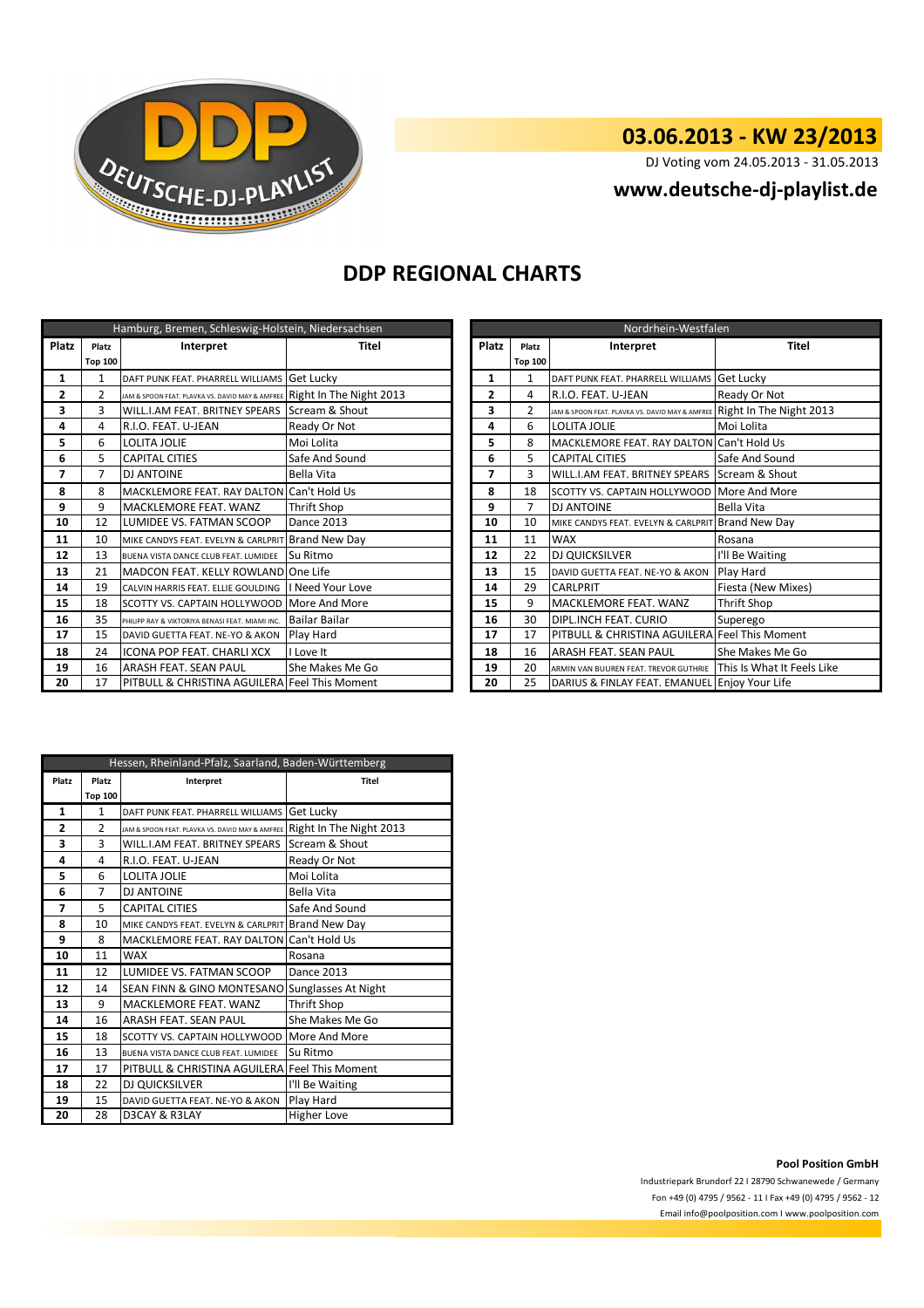DEUTSCHE-DJ-PLAYLIST

# 03.06.2013 - KW 23/2013

DJ Voting vom 24.05.2013 - 31.05.2013

**www.deutsche-dj-playlist.de**

## DDP REGIONAL CHARTS

| Hamburg, Bremen, Schleswig-Holstein, Niedersachsen | | | |
|---|---|---|---|
| Platz | Platz Top 100 | Interpret | Titel |
| 1 | 1 | DAFT PUNK FEAT. PHARRELL WILLIAMS | Get Lucky |
| 2 | 2 | JAM & SPOON FEAT. PLAVKA VS. DAVID MAY & AMFREE | Right In The Night 2013 |
| 3 | 3 | WILL.I.AM FEAT. BRITNEY SPEARS | Scream & Shout |
| 4 | 4 | R.I.O. FEAT. U-JEAN | Ready Or Not |
| 5 | 6 | LOLITA JOLIE | Moi Lolita |
| 6 | 5 | CAPITAL CITIES | Safe And Sound |
| 7 | 7 | DJ ANTOINE | Bella Vita |
| 8 | 8 | MACKLEMORE FEAT. RAY DALTON | Can't Hold Us |
| 9 | 9 | MACKLEMORE FEAT. WANZ | Thrift Shop |
| 10 | 12 | LUMIDEE VS. FATMAN SCOOP | Dance 2013 |
| 11 | 10 | MIKE CANDYS FEAT. EVELYN & CARLPRIT | Brand New Day |
| 12 | 13 | BUENA VISTA DANCE CLUB FEAT. LUMIDEE | Su Ritmo |
| 13 | 21 | MADCON FEAT. KELLY ROWLAND | One Life |
| 14 | 19 | CALVIN HARRIS FEAT. ELLIE GOULDING | I Need Your Love |
| 15 | 18 | SCOTTY VS. CAPTAIN HOLLYWOOD | More And More |
| 16 | 35 | PHILIPP RAY & VIKTORIYA BENASI FEAT. MIAMI INC. | Bailar Bailar |
| 17 | 15 | DAVID GUETTA FEAT. NE-YO & AKON | Play Hard |
| 18 | 24 | ICONA POP FEAT. CHARLI XCX | I Love It |
| 19 | 16 | ARASH FEAT. SEAN PAUL | She Makes Me Go |
| 20 | 17 | PITBULL & CHRISTINA AGUILERA | Feel This Moment |

| Nordrhein-Westfalen | | | |
|---|---|---|---|
| Platz | Platz Top 100 | Interpret | Titel |
| 1 | 1 | DAFT PUNK FEAT. PHARRELL WILLIAMS | Get Lucky |
| 2 | 4 | R.I.O. FEAT. U-JEAN | Ready Or Not |
| 3 | 2 | JAM & SPOON FEAT. PLAVKA VS. DAVID MAY & AMFREE | Right In The Night 2013 |
| 4 | 6 | LOLITA JOLIE | Moi Lolita |
| 5 | 8 | MACKLEMORE FEAT. RAY DALTON | Can't Hold Us |
| 6 | 5 | CAPITAL CITIES | Safe And Sound |
| 7 | 3 | WILL.I.AM FEAT. BRITNEY SPEARS | Scream & Shout |
| 8 | 18 | SCOTTY VS. CAPTAIN HOLLYWOOD | More And More |
| 9 | 7 | DJ ANTOINE | Bella Vita |
| 10 | 10 | MIKE CANDYS FEAT. EVELYN & CARLPRIT | Brand New Day |
| 11 | 11 | WAX | Rosana |
| 12 | 22 | DJ QUICKSILVER | I'll Be Waiting |
| 13 | 15 | DAVID GUETTA FEAT. NE-YO & AKON | Play Hard |
| 14 | 29 | CARLPRIT | Fiesta (New Mixes) |
| 15 | 9 | MACKLEMORE FEAT. WANZ | Thrift Shop |
| 16 | 30 | DIPL.INCH FEAT. CURIO | Superego |
| 17 | 17 | PITBULL & CHRISTINA AGUILERA | Feel This Moment |
| 18 | 16 | ARASH FEAT. SEAN PAUL | She Makes Me Go |
| 19 | 20 | ARMIN VAN BUUREN FEAT. TREVOR GUTHRIE | This Is What It Feels Like |
| 20 | 25 | DARIUS & FINLAY FEAT. EMANUEL | Enjoy Your Life |

| Hessen, Rheinland-Pfalz, Saarland, Baden-Württemberg | | | |
|---|---|---|---|
| Platz | Platz Top 100 | Interpret | Titel |
| 1 | 1 | DAFT PUNK FEAT. PHARRELL WILLIAMS | Get Lucky |
| 2 | 2 | JAM & SPOON FEAT. PLAVKA VS. DAVID MAY & AMFREE | Right In The Night 2013 |
| 3 | 3 | WILL.I.AM FEAT. BRITNEY SPEARS | Scream & Shout |
| 4 | 4 | R.I.O. FEAT. U-JEAN | Ready Or Not |
| 5 | 6 | LOLITA JOLIE | Moi Lolita |
| 6 | 7 | DJ ANTOINE | Bella Vita |
| 7 | 5 | CAPITAL CITIES | Safe And Sound |
| 8 | 10 | MIKE CANDYS FEAT. EVELYN & CARLPRIT | Brand New Day |
| 9 | 8 | MACKLEMORE FEAT. RAY DALTON | Can't Hold Us |
| 10 | 11 | WAX | Rosana |
| 11 | 12 | LUMIDEE VS. FATMAN SCOOP | Dance 2013 |
| 12 | 14 | SEAN FINN & GINO MONTESANO | Sunglasses At Night |
| 13 | 9 | MACKLEMORE FEAT. WANZ | Thrift Shop |
| 14 | 16 | ARASH FEAT. SEAN PAUL | She Makes Me Go |
| 15 | 18 | SCOTTY VS. CAPTAIN HOLLYWOOD | More And More |
| 16 | 13 | BUENA VISTA DANCE CLUB FEAT. LUMIDEE | Su Ritmo |
| 17 | 17 | PITBULL & CHRISTINA AGUILERA | Feel This Moment |
| 18 | 22 | DJ QUICKSILVER | I'll Be Waiting |
| 19 | 15 | DAVID GUETTA FEAT. NE-YO & AKON | Play Hard |
| 20 | 28 | D3CAY & R3LAY | Higher Love |

**Pool Position GmbH**

Industriepark Brundorf 22 I 28790 Schwanewede / Germany

Fon +49 (0) 4795 / 9562 - 11 I Fax +49 (0) 4795 / 9562 - 12

Email info@poolposition.com I www.poolposition.com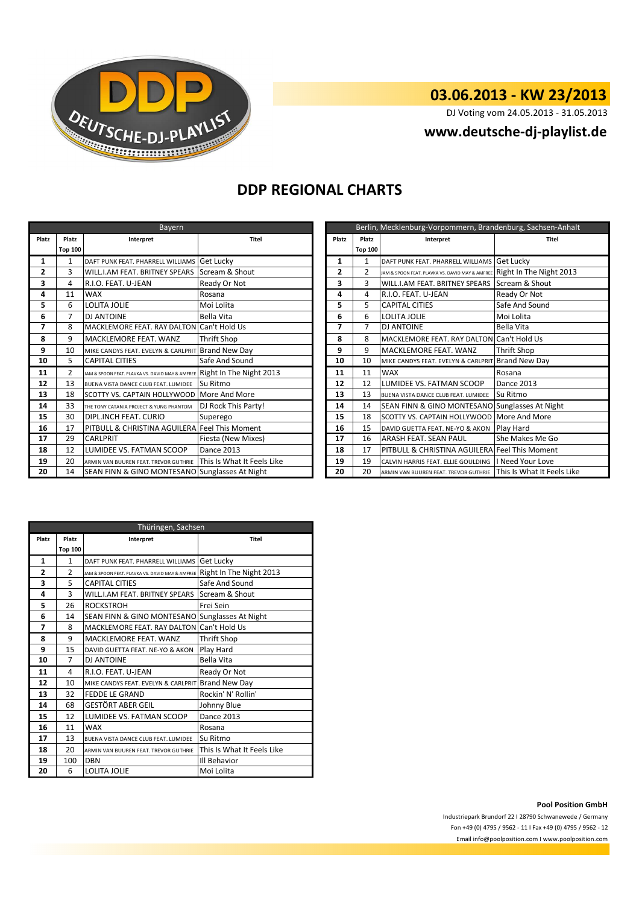# 03.06.2013 - KW 23/2013

DJ Voting vom 24.05.2013 - 31.05.2013

## www.deutsche-dj-playlist.de

## DDP REGIONAL CHARTS

| Bayern | | | |
|---|---|---|---|
| Platz | Platz Top 100 | Interpret | Titel |
| 1 | 1 | DAFT PUNK FEAT. PHARRELL WILLIAMS | Get Lucky |
| 2 | 3 | WILL.I.AM FEAT. BRITNEY SPEARS | Scream & Shout |
| 3 | 4 | R.I.O. FEAT. U-JEAN | Ready Or Not |
| 4 | 11 | WAX | Rosana |
| 5 | 6 | LOLITA JOLIE | Moi Lolita |
| 6 | 7 | DJ ANTOINE | Bella Vita |
| 7 | 8 | MACKLEMORE FEAT. RAY DALTON | Can't Hold Us |
| 8 | 9 | MACKLEMORE FEAT. WANZ | Thrift Shop |
| 9 | 10 | MIKE CANDYS FEAT. EVELYN & CARLPRIT | Brand New Day |
| 10 | 5 | CAPITAL CITIES | Safe And Sound |
| 11 | 2 | JAM & SPOON FEAT. PLAVKA VS. DAVID MAY & AMFREE | Right In The Night 2013 |
| 12 | 13 | BUENA VISTA DANCE CLUB FEAT. LUMIDEE | Su Ritmo |
| 13 | 18 | SCOTTY VS. CAPTAIN HOLLYWOOD | More And More |
| 14 | 33 | THE TONY CATANIA PROJECT & YUNG PHANTOM | DJ Rock This Party! |
| 15 | 30 | DIPL.INCH FEAT. CURIO | Superego |
| 16 | 17 | PITBULL & CHRISTINA AGUILERA | Feel This Moment |
| 17 | 29 | CARLPRIT | Fiesta (New Mixes) |
| 18 | 12 | LUMIDEE VS. FATMAN SCOOP | Dance 2013 |
| 19 | 20 | ARMIN VAN BUUREN FEAT. TREVOR GUTHRIE | This Is What It Feels Like |
| 20 | 14 | SEAN FINN & GINO MONTESANO | Sunglasses At Night |

| Berlin, Mecklenburg-Vorpommern, Brandenburg, Sachsen-Anhalt | | | |
|---|---|---|---|
| Platz | Platz Top 100 | Interpret | Titel |
| 1 | 1 | DAFT PUNK FEAT. PHARRELL WILLIAMS | Get Lucky |
| 2 | 2 | JAM & SPOON FEAT. PLAVKA VS. DAVID MAY & AMFREE | Right In The Night 2013 |
| 3 | 3 | WILL.I.AM FEAT. BRITNEY SPEARS | Scream & Shout |
| 4 | 4 | R.I.O. FEAT. U-JEAN | Ready Or Not |
| 5 | 5 | CAPITAL CITIES | Safe And Sound |
| 6 | 6 | LOLITA JOLIE | Moi Lolita |
| 7 | 7 | DJ ANTOINE | Bella Vita |
| 8 | 8 | MACKLEMORE FEAT. RAY DALTON | Can't Hold Us |
| 9 | 9 | MACKLEMORE FEAT. WANZ | Thrift Shop |
| 10 | 10 | MIKE CANDYS FEAT. EVELYN & CARLPRIT | Brand New Day |
| 11 | 11 | WAX | Rosana |
| 12 | 12 | LUMIDEE VS. FATMAN SCOOP | Dance 2013 |
| 13 | 13 | BUENA VISTA DANCE CLUB FEAT. LUMIDEE | Su Ritmo |
| 14 | 14 | SEAN FINN & GINO MONTESANO | Sunglasses At Night |
| 15 | 18 | SCOTTY VS. CAPTAIN HOLLYWOOD | More And More |
| 16 | 15 | DAVID GUETTA FEAT. NE-YO & AKON | Play Hard |
| 17 | 16 | ARASH FEAT. SEAN PAUL | She Makes Me Go |
| 18 | 17 | PITBULL & CHRISTINA AGUILERA | Feel This Moment |
| 19 | 19 | CALVIN HARRIS FEAT. ELLIE GOULDING | I Need Your Love |
| 20 | 20 | ARMIN VAN BUUREN FEAT. TREVOR GUTHRIE | This Is What It Feels Like |

| Thüringen, Sachsen | | | |
|---|---|---|---|
| Platz | Platz Top 100 | Interpret | Titel |
| 1 | 1 | DAFT PUNK FEAT. PHARRELL WILLIAMS | Get Lucky |
| 2 | 2 | JAM & SPOON FEAT. PLAVKA VS. DAVID MAY & AMFREE | Right In The Night 2013 |
| 3 | 5 | CAPITAL CITIES | Safe And Sound |
| 4 | 3 | WILL.I.AM FEAT. BRITNEY SPEARS | Scream & Shout |
| 5 | 26 | ROCKSTROH | Frei Sein |
| 6 | 14 | SEAN FINN & GINO MONTESANO | Sunglasses At Night |
| 7 | 8 | MACKLEMORE FEAT. RAY DALTON | Can't Hold Us |
| 8 | 9 | MACKLEMORE FEAT. WANZ | Thrift Shop |
| 9 | 15 | DAVID GUETTA FEAT. NE-YO & AKON | Play Hard |
| 10 | 7 | DJ ANTOINE | Bella Vita |
| 11 | 4 | R.I.O. FEAT. U-JEAN | Ready Or Not |
| 12 | 10 | MIKE CANDYS FEAT. EVELYN & CARLPRIT | Brand New Day |
| 13 | 32 | FEDDE LE GRAND | Rockin' N' Rollin' |
| 14 | 68 | GESTÖRT ABER GEIL | Johnny Blue |
| 15 | 12 | LUMIDEE VS. FATMAN SCOOP | Dance 2013 |
| 16 | 11 | WAX | Rosana |
| 17 | 13 | BUENA VISTA DANCE CLUB FEAT. LUMIDEE | Su Ritmo |
| 18 | 20 | ARMIN VAN BUUREN FEAT. TREVOR GUTHRIE | This Is What It Feels Like |
| 19 | 100 | DBN | Ill Behavior |
| 20 | 6 | LOLITA JOLIE | Moi Lolita |

**Pool Position GmbH**

Industriepark Brundorf 22 I 28790 Schwanewede / Germany

Fon +49 (0) 4795 / 9562 - 11 I Fax +49 (0) 4795 / 9562 - 12

Email info@poolposition.com I www.poolposition.com